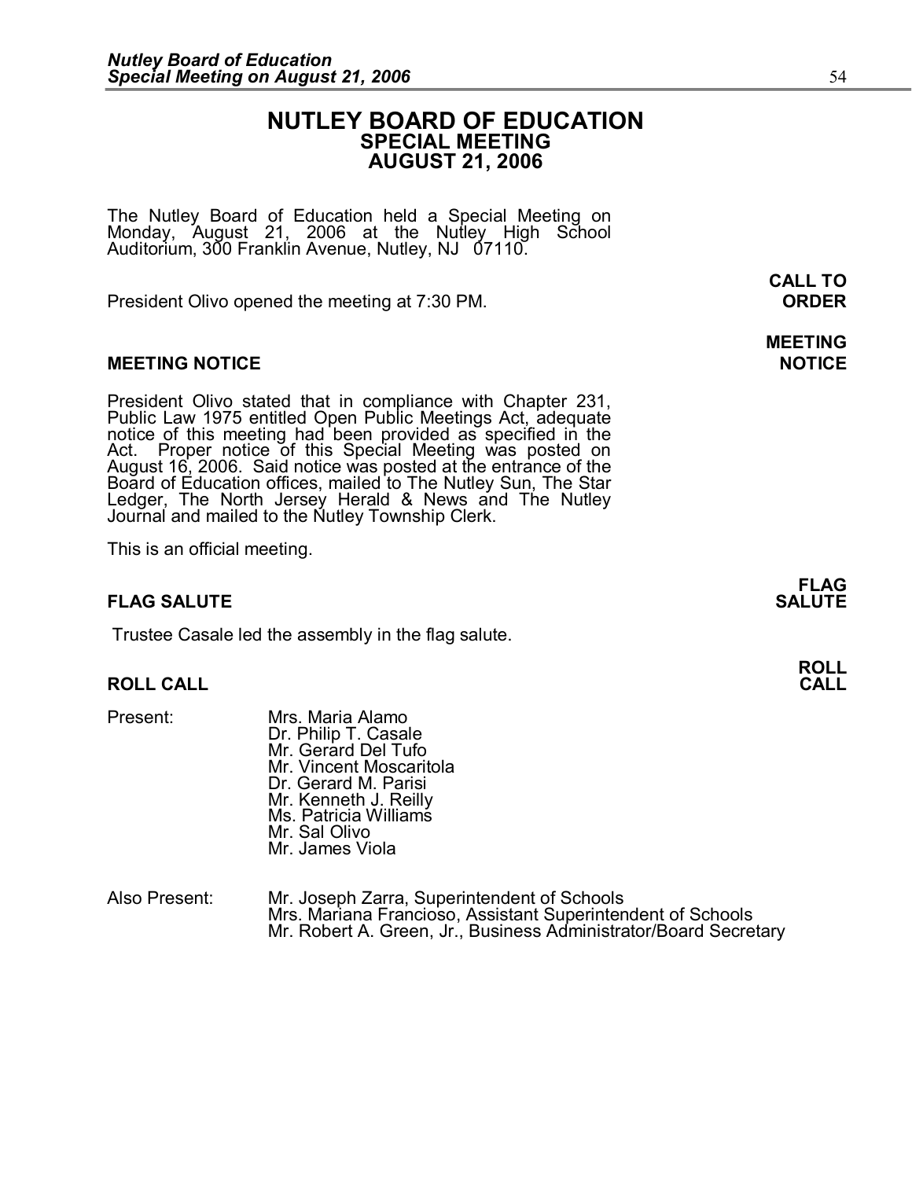# NUTLEY BOARD OF EDUCATION
## SPECIAL MEETING
## AUGUST 21, 2006

The Nutley Board of Education held a Special Meeting on Monday, August 21, 2006 at the Nutley High School Auditorium, 300 Franklin Avenue, Nutley, NJ 07110.

**CALL TO ORDER**

President Olivo opened the meeting at 7:30 PM.

### MEETING NOTICE

President Olivo stated that in compliance with Chapter 231, Public Law 1975 entitled Open Public Meetings Act, adequate notice of this meeting had been provided as specified in the Act. Proper notice of this Special Meeting was posted on August 16, 2006. Said notice was posted at the entrance of the Board of Education offices, mailed to The Nutley Sun, The Star Ledger, The North Jersey Herald & News and The Nutley Journal and mailed to the Nutley Township Clerk.

This is an official meeting.

### FLAG SALUTE

Trustee Casale led the assembly in the flag salute.

### ROLL CALL

Present:
- Mrs. Maria Alamo
- Dr. Philip T. Casale
- Mr. Gerard Del Tufo
- Mr. Vincent Moscaritola
- Dr. Gerard M. Parisi
- Mr. Kenneth J. Reilly
- Ms. Patricia Williams
- Mr. Sal Olivo
- Mr. James Viola

Also Present:
- Mr. Joseph Zarra, Superintendent of Schools
- Mrs. Mariana Francioso, Assistant Superintendent of Schools
- Mr. Robert A. Green, Jr., Business Administrator/Board Secretary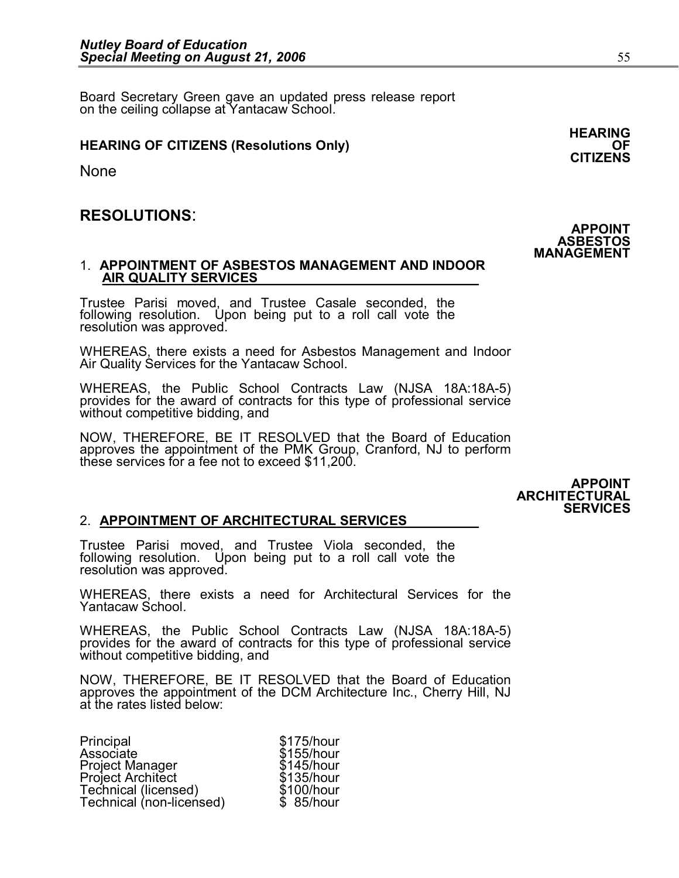Board Secretary Green gave an updated press release report on the ceiling collapse at Yantacaw School.

**HEARING OF CITIZENS**

**HEARING OF CITIZENS (Resolutions Only)**

None

## RESOLUTIONS:

**APPOINT ASBESTOS MANAGEMENT**

### 1. APPOINTMENT OF ASBESTOS MANAGEMENT AND INDOOR AIR QUALITY SERVICES

Trustee Parisi moved, and Trustee Casale seconded, the following resolution. Upon being put to a roll call vote the resolution was approved.

WHEREAS, there exists a need for Asbestos Management and Indoor Air Quality Services for the Yantacaw School.

WHEREAS, the Public School Contracts Law (NJSA 18A:18A-5) provides for the award of contracts for this type of professional service without competitive bidding, and

NOW, THEREFORE, BE IT RESOLVED that the Board of Education approves the appointment of the PMK Group, Cranford, NJ to perform these services for a fee not to exceed $11,200.

**APPOINT ARCHITECTURAL SERVICES**

### 2. APPOINTMENT OF ARCHITECTURAL SERVICES

Trustee Parisi moved, and Trustee Viola seconded, the following resolution. Upon being put to a roll call vote the resolution was approved.

WHEREAS, there exists a need for Architectural Services for the Yantacaw School.

WHEREAS, the Public School Contracts Law (NJSA 18A:18A-5) provides for the award of contracts for this type of professional service without competitive bidding, and

NOW, THEREFORE, BE IT RESOLVED that the Board of Education approves the appointment of the DCM Architecture Inc., Cherry Hill, NJ at the rates listed below:

| | |
|---|---|
| Principal | $175/hour |
| Associate | $155/hour |
| Project Manager | $145/hour |
| Project Architect | $135/hour |
| Technical (licensed) | $100/hour |
| Technical (non-licensed) | $ 85/hour |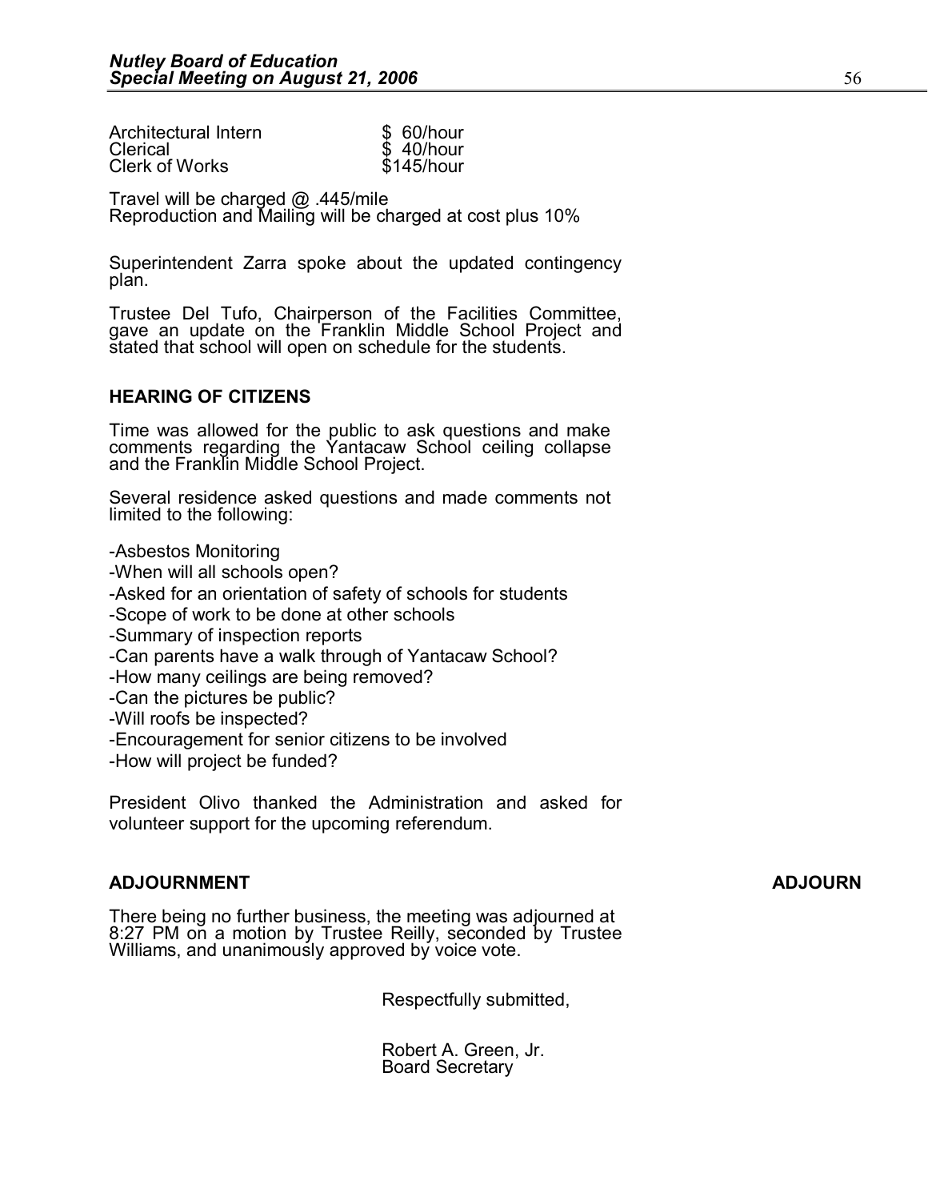| | |
|---|---|
| Architectural Intern | $ 60/hour |
| Clerical | $ 40/hour |
| Clerk of Works | $145/hour |

Travel will be charged @ .445/mile
Reproduction and Mailing will be charged at cost plus 10%

Superintendent Zarra spoke about the updated contingency plan.

Trustee Del Tufo, Chairperson of the Facilities Committee, gave an update on the Franklin Middle School Project and stated that school will open on schedule for the students.

**HEARING OF CITIZENS**

Time was allowed for the public to ask questions and make comments regarding the Yantacaw School ceiling collapse and the Franklin Middle School Project.

Several residence asked questions and made comments not limited to the following:

-Asbestos Monitoring
-When will all schools open?
-Asked for an orientation of safety of schools for students
-Scope of work to be done at other schools
-Summary of inspection reports
-Can parents have a walk through of Yantacaw School?
-How many ceilings are being removed?
-Can the pictures be public?
-Will roofs be inspected?
-Encouragement for senior citizens to be involved
-How will project be funded?

President Olivo thanked the Administration and asked for volunteer support for the upcoming referendum.

**ADJOURNMENT** **ADJOURN**

There being no further business, the meeting was adjourned at 8:27 PM on a motion by Trustee Reilly, seconded by Trustee Williams, and unanimously approved by voice vote.

Respectfully submitted,

Robert A. Green, Jr.
Board Secretary